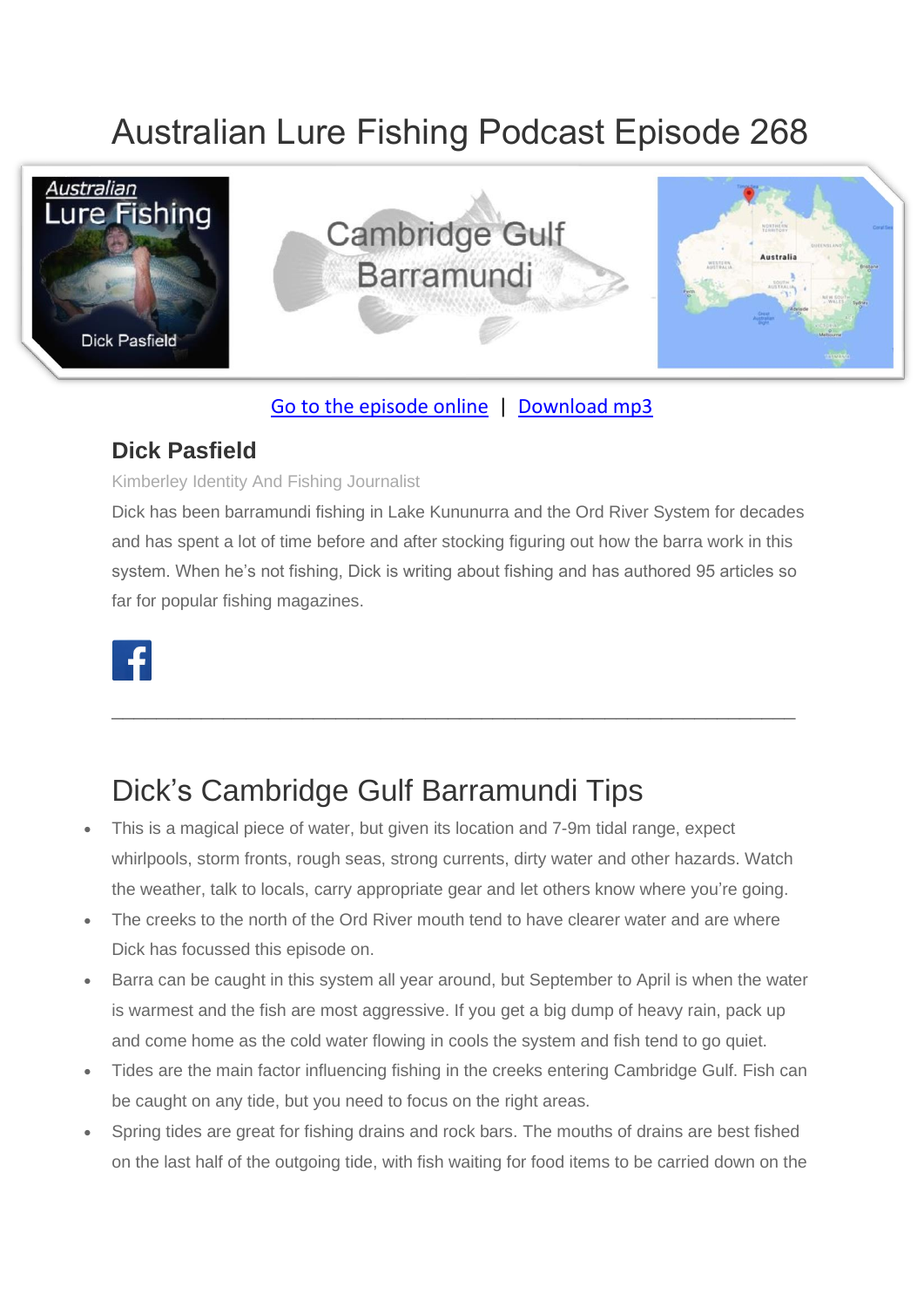# Australian Lure Fishing Podcast Episode 268

Go to the episode online | Download mp3

### Dick Pasfield

Kimberley Identity And Fishing Journalist

Dick has been barramundi fishing in Lake Kununurra and the Ord River System for decades and has spent a lot of time before and after stocking figuring out how the barra work in this system. When he's not fishing, Dick is writing about fishing and has authored 95 articles so far for popular fishing magazines.

---

## Dick's Cambridge Gulf Barramundi Tips

- This is a magical piece of water, but given its location and 7-9m tidal range, expect whirlpools, storm fronts, rough seas, strong currents, dirty water and other hazards. Watch the weather, talk to locals, carry appropriate gear and let others know where you're going.
- The creeks to the north of the Ord River mouth tend to have clearer water and are where Dick has focussed this episode on.
- Barra can be caught in this system all year around, but September to April is when the water is warmest and the fish are most aggressive. If you get a big dump of heavy rain, pack up and come home as the cold water flowing in cools the system and fish tend to go quiet.
- Tides are the main factor influencing fishing in the creeks entering Cambridge Gulf. Fish can be caught on any tide, but you need to focus on the right areas.
- Spring tides are great for fishing drains and rock bars. The mouths of drains are best fished on the last half of the outgoing tide, with fish waiting for food items to be carried down on the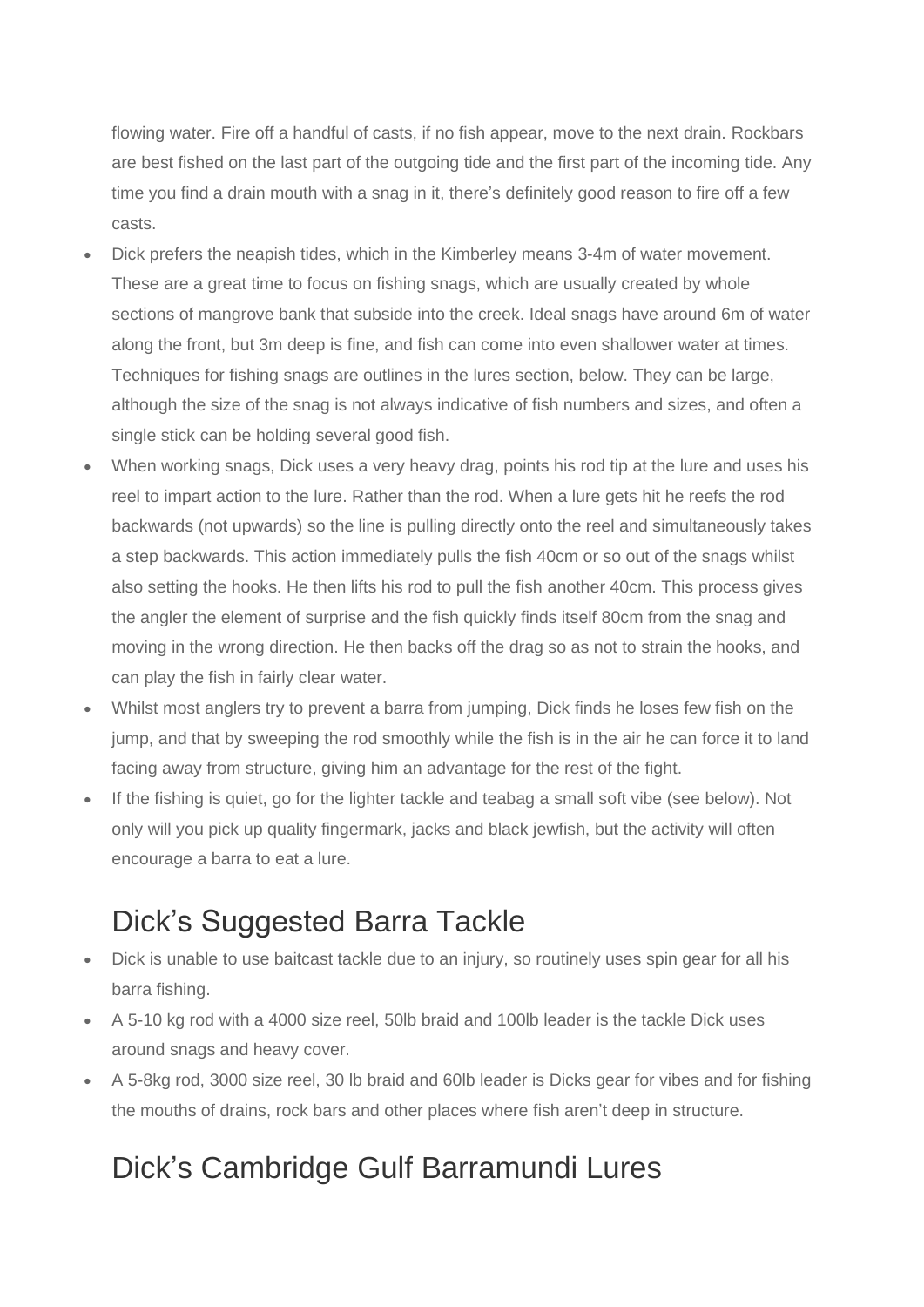flowing water. Fire off a handful of casts, if no fish appear, move to the next drain. Rockbars are best fished on the last part of the outgoing tide and the first part of the incoming tide. Any time you find a drain mouth with a snag in it, there's definitely good reason to fire off a few casts.

- Dick prefers the neapish tides, which in the Kimberley means 3-4m of water movement. These are a great time to focus on fishing snags, which are usually created by whole sections of mangrove bank that subside into the creek. Ideal snags have around 6m of water along the front, but 3m deep is fine, and fish can come into even shallower water at times. Techniques for fishing snags are outlines in the lures section, below. They can be large, although the size of the snag is not always indicative of fish numbers and sizes, and often a single stick can be holding several good fish.
- When working snags, Dick uses a very heavy drag, points his rod tip at the lure and uses his reel to impart action to the lure. Rather than the rod. When a lure gets hit he reefs the rod backwards (not upwards) so the line is pulling directly onto the reel and simultaneously takes a step backwards. This action immediately pulls the fish 40cm or so out of the snags whilst also setting the hooks. He then lifts his rod to pull the fish another 40cm. This process gives the angler the element of surprise and the fish quickly finds itself 80cm from the snag and moving in the wrong direction. He then backs off the drag so as not to strain the hooks, and can play the fish in fairly clear water.
- Whilst most anglers try to prevent a barra from jumping, Dick finds he loses few fish on the jump, and that by sweeping the rod smoothly while the fish is in the air he can force it to land facing away from structure, giving him an advantage for the rest of the fight.
- If the fishing is quiet, go for the lighter tackle and teabag a small soft vibe (see below). Not only will you pick up quality fingermark, jacks and black jewfish, but the activity will often encourage a barra to eat a lure.

## Dick's Suggested Barra Tackle

- Dick is unable to use baitcast tackle due to an injury, so routinely uses spin gear for all his barra fishing.
- A 5-10 kg rod with a 4000 size reel, 50lb braid and 100lb leader is the tackle Dick uses around snags and heavy cover.
- A 5-8kg rod, 3000 size reel, 30 lb braid and 60lb leader is Dicks gear for vibes and for fishing the mouths of drains, rock bars and other places where fish aren't deep in structure.

## Dick's Cambridge Gulf Barramundi Lures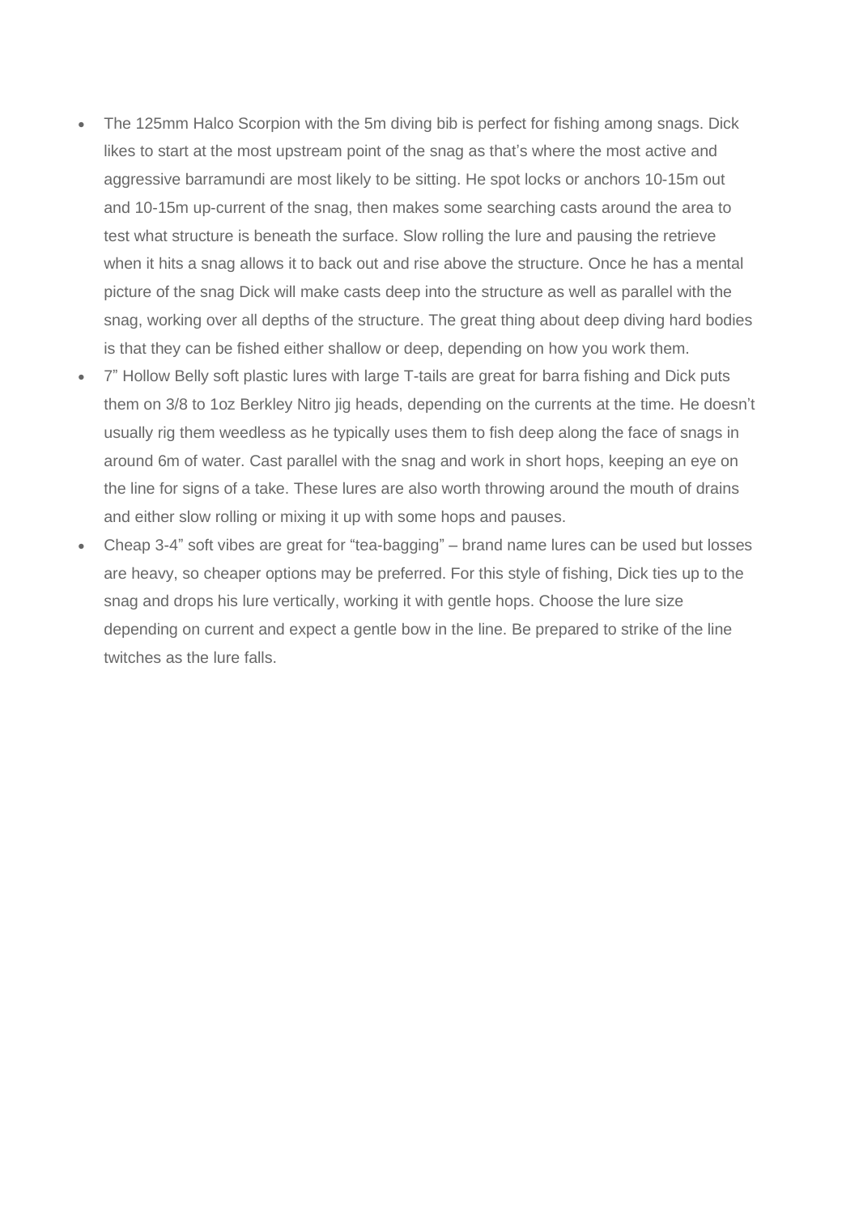- The 125mm Halco Scorpion with the 5m diving bib is perfect for fishing among snags. Dick likes to start at the most upstream point of the snag as that's where the most active and aggressive barramundi are most likely to be sitting. He spot locks or anchors 10-15m out and 10-15m up-current of the snag, then makes some searching casts around the area to test what structure is beneath the surface. Slow rolling the lure and pausing the retrieve when it hits a snag allows it to back out and rise above the structure. Once he has a mental picture of the snag Dick will make casts deep into the structure as well as parallel with the snag, working over all depths of the structure. The great thing about deep diving hard bodies is that they can be fished either shallow or deep, depending on how you work them.
- 7" Hollow Belly soft plastic lures with large T-tails are great for barra fishing and Dick puts them on 3/8 to 1oz Berkley Nitro jig heads, depending on the currents at the time. He doesn't usually rig them weedless as he typically uses them to fish deep along the face of snags in around 6m of water. Cast parallel with the snag and work in short hops, keeping an eye on the line for signs of a take. These lures are also worth throwing around the mouth of drains and either slow rolling or mixing it up with some hops and pauses.
- Cheap 3-4" soft vibes are great for "tea-bagging" – brand name lures can be used but losses are heavy, so cheaper options may be preferred. For this style of fishing, Dick ties up to the snag and drops his lure vertically, working it with gentle hops. Choose the lure size depending on current and expect a gentle bow in the line. Be prepared to strike of the line twitches as the lure falls.